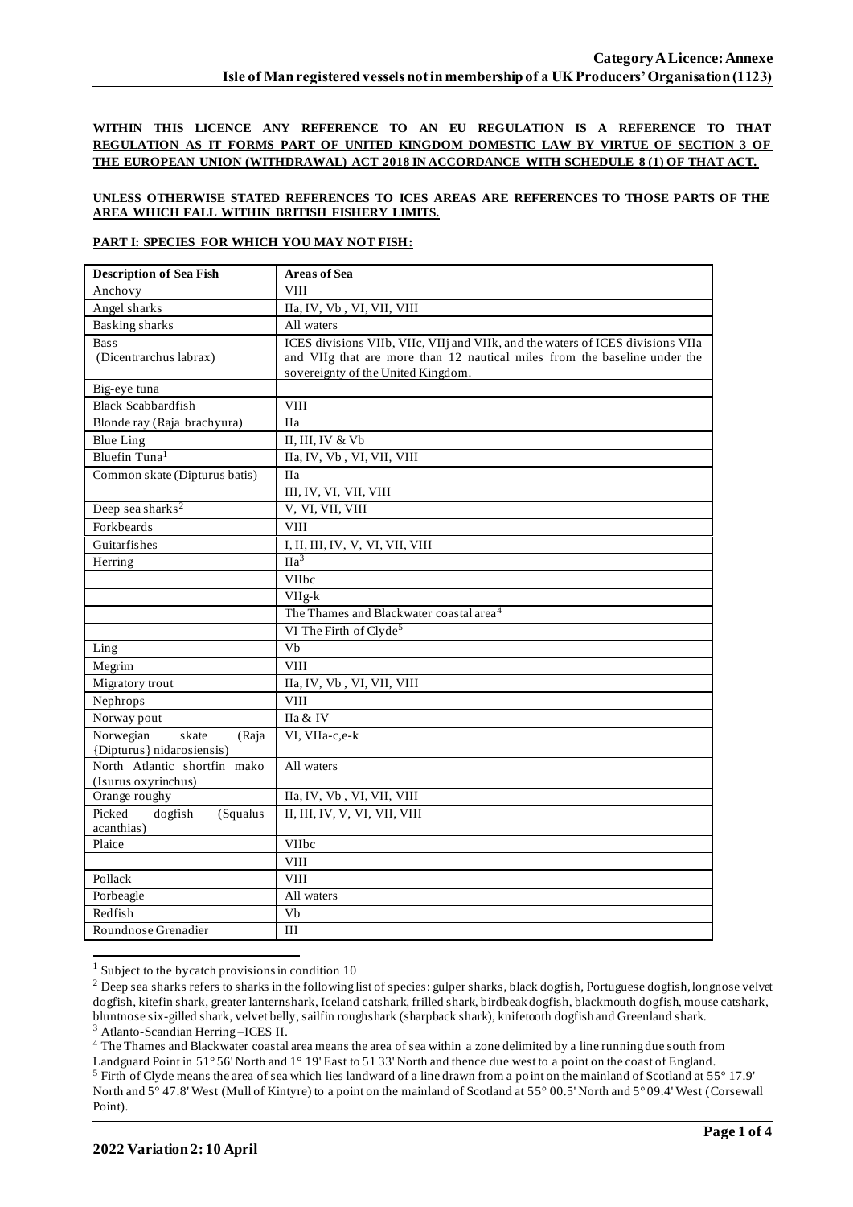**Category A Licence: Annexe**
**Isle of Man registered vessels not in membership of a UK Producers' Organisation (1123)**

**WITHIN THIS LICENCE ANY REFERENCE TO AN EU REGULATION IS A REFERENCE TO THAT REGULATION AS IT FORMS PART OF UNITED KINGDOM DOMESTIC LAW BY VIRTUE OF SECTION 3 OF THE EUROPEAN UNION (WITHDRAWAL) ACT 2018 IN ACCORDANCE WITH SCHEDULE 8 (1) OF THAT ACT.**

**UNLESS OTHERWISE STATED REFERENCES TO ICES AREAS ARE REFERENCES TO THOSE PARTS OF THE AREA WHICH FALL WITHIN BRITISH FISHERY LIMITS.**

**PART I: SPECIES FOR WHICH YOU MAY NOT FISH:**

| Description of Sea Fish | Areas of Sea |
|---|---|
| Anchovy | VIII |
| Angel sharks | IIa, IV, Vb , VI, VII, VIII |
| Basking sharks | All waters |
| Bass (Dicentrarchus labrax) | ICES divisions VIIb, VIIc, VIIj and VIIk, and the waters of ICES divisions VIIa and VIIg that are more than 12 nautical miles from the baseline under the sovereignty of the United Kingdom. |
| Big-eye tuna | |
| Black Scabbardfish | VIII |
| Blonde ray (Raja brachyura) | IIa |
| Blue Ling | II, III, IV & Vb |
| Bluefin Tuna[1] | IIa, IV, Vb , VI, VII, VIII |
| Common skate (Dipturus batis) | IIa |
| | III, IV, VI, VII, VIII |
| Deep sea sharks[2] | V, VI, VII, VIII |
| Forkbeards | VIII |
| Guitarfishes | I, II, III, IV, V, VI, VII, VIII |
| Herring | IIa[3] |
| | VIIbc |
| | VIIg-k |
| | The Thames and Blackwater coastal area[4] |
| | VI The Firth of Clyde[5] |
| Ling | Vb |
| Megrim | VIII |
| Migratory trout | IIa, IV, Vb , VI, VII, VIII |
| Nephrops | VIII |
| Norway pout | IIa & IV |
| Norwegian skate (Raja {Dipturus} nidarosiensis) | VI, VIIa-c,e-k |
| North Atlantic shortfin mako (Isurus oxyrinchus) | All waters |
| Orange roughy | IIa, IV, Vb , VI, VII, VIII |
| Picked dogfish (Squalus acanthias) | II, III, IV, V, VI, VII, VIII |
| Plaice | VIIbc |
| | VIII |
| Pollack | VIII |
| Porbeagle | All waters |
| Redfish | Vb |
| Roundnose Grenadier | III |

[1] Subject to the bycatch provisions in condition 10

[2] Deep sea sharks refers to sharks in the following list of species: gulper sharks, black dogfish, Portuguese dogfish, longnose velvet dogfish, kitefin shark, greater lanternshark, Iceland catshark, frilled shark, birdbeak dogfish, blackmouth dogfish, mouse catshark, bluntnose six-gilled shark, velvet belly, sailfin roughshark (sharpback shark), knifetooth dogfish and Greenland shark.

[3] Atlanto-Scandian Herring –ICES II.

[4] The Thames and Blackwater coastal area means the area of sea within a zone delimited by a line running due south from Landguard Point in 51° 56' North and 1° 19' East to 51 33' North and thence due west to a point on the coast of England.

[5] Firth of Clyde means the area of sea which lies landward of a line drawn from a point on the mainland of Scotland at 55° 17.9' North and 5° 47.8' West (Mull of Kintyre) to a point on the mainland of Scotland at 55° 00.5' North and 5° 09.4' West (Corsewall Point).

**2022 Variation 2: 10 April**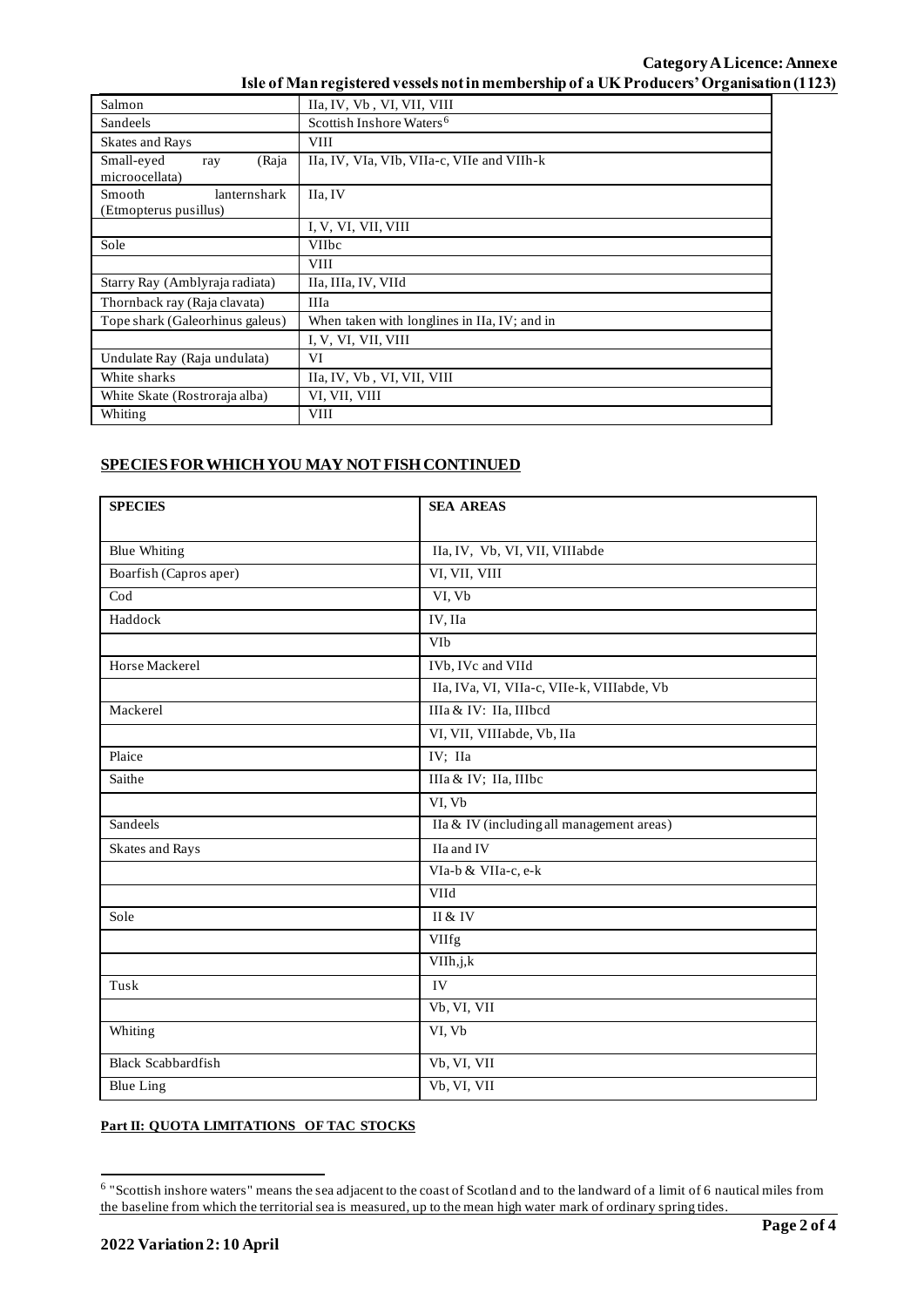| Salmon | IIa, IV, Vb , VI, VII, VIII |
| --- | --- |
| Sandeels | Scottish Inshore Waters[6] |
| Skates and Rays | VIII |
| Small-eyed ray (Raja microocellata) | IIa, IV, VIa, VIb, VIIa-c, VIIe and VIIh-k |
| Smooth lanternshark (Etmopterus pusillus) | IIa, IV |
| | I, V, VI, VII, VIII |
| Sole | VIIbc |
| | VIII |
| Starry Ray (Amblyraja radiata) | IIa, IIIa, IV, VIId |
| Thornback ray (Raja clavata) | IIIa |
| Tope shark (Galeorhinus galeus) | When taken with longlines in IIa, IV; and in |
| | I, V, VI, VII, VIII |
| Undulate Ray (Raja undulata) | VI |
| White sharks | IIa, IV, Vb , VI, VII, VIII |
| White Skate (Rostroraja alba) | VI, VII, VIII |
| Whiting | VIII |

## SPECIES FOR WHICH YOU MAY NOT FISH CONTINUED

| SPECIES | SEA AREAS |
| --- | --- |
| Blue Whiting | IIa, IV, Vb, VI, VII, VIIIabde |
| Boarfish (Capros aper) | VI, VII, VIII |
| Cod | VI, Vb |
| Haddock | IV, IIa |
| | VIb |
| Horse Mackerel | IVb, IVc and VIId |
| | IIa, IVa, VI, VIIa-c, VIIe-k, VIIIabde, Vb |
| Mackerel | IIIa & IV: IIa, IIIbcd |
| | VI, VII, VIIIabde, Vb, IIa |
| Plaice | IV; IIa |
| Saithe | IIIa & IV; IIa, IIIbc |
| | VI, Vb |
| Sandeels | IIa & IV (including all management areas) |
| Skates and Rays | IIa and IV |
| | VIa-b & VIIa-c, e-k |
| | VIId |
| Sole | II & IV |
| | VIIfg |
| | VIIh,j,k |
| Tusk | IV |
| | Vb, VI, VII |
| Whiting | VI, Vb |
| Black Scabbardfish | Vb, VI, VII |
| Blue Ling | Vb, VI, VII |

**Part II: QUOTA LIMITATIONS OF TAC STOCKS**

[6] "Scottish inshore waters" means the sea adjacent to the coast of Scotland and to the landward of a limit of 6 nautical miles from the baseline from which the territorial sea is measured, up to the mean high water mark of ordinary spring tides.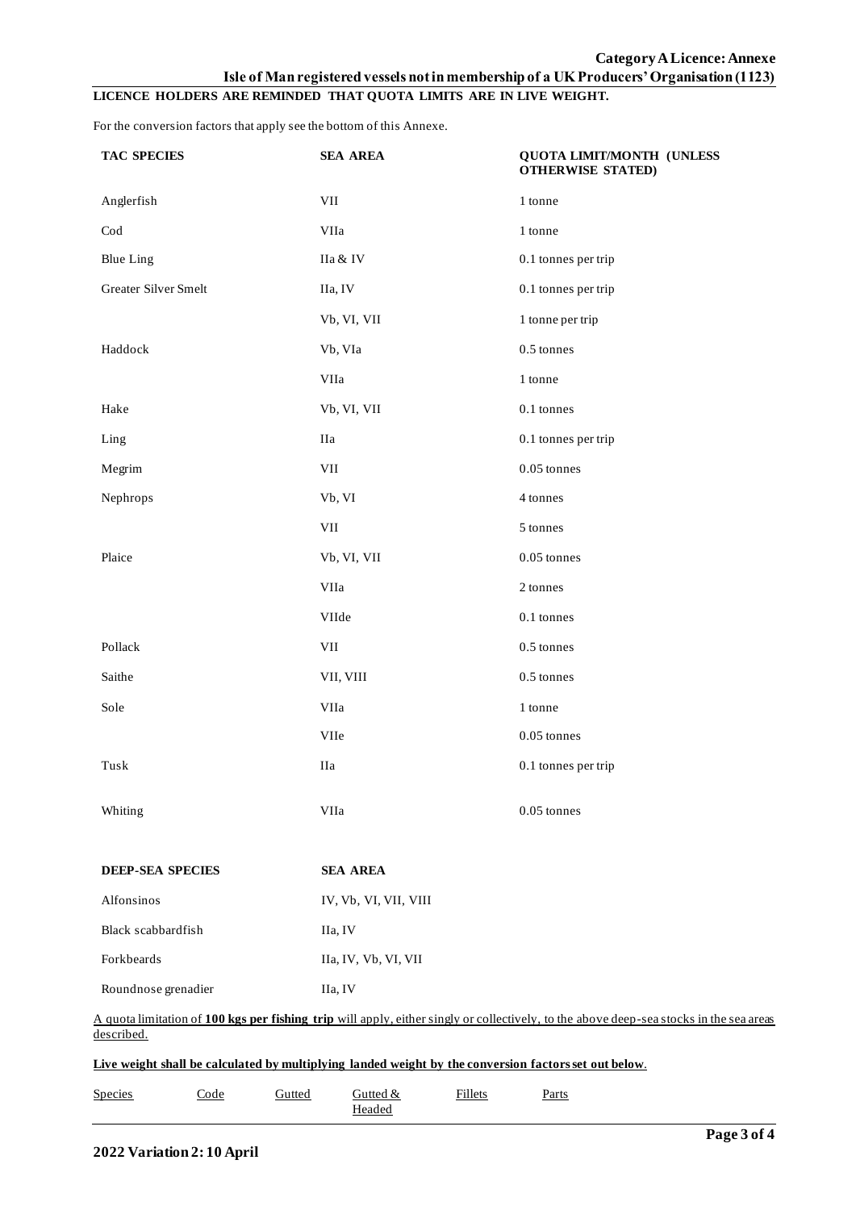**Category A Licence: Annexe**

**Isle of Man registered vessels not in membership of a UK Producers' Organisation (1123)**

**LICENCE HOLDERS ARE REMINDED THAT QUOTA LIMITS ARE IN LIVE WEIGHT.**

For the conversion factors that apply see the bottom of this Annexe.

| TAC SPECIES | SEA AREA | QUOTA LIMIT/MONTH (UNLESS OTHERWISE STATED) |
|---|---|---|
| Anglerfish | VII | 1 tonne |
| Cod | VIIa | 1 tonne |
| Blue Ling | IIa & IV | 0.1 tonnes per trip |
| Greater Silver Smelt | IIa, IV | 0.1 tonnes per trip |
| | Vb, VI, VII | 1 tonne per trip |
| Haddock | Vb, VIa | 0.5 tonnes |
| | VIIa | 1 tonne |
| Hake | Vb, VI, VII | 0.1 tonnes |
| Ling | IIa | 0.1 tonnes per trip |
| Megrim | VII | 0.05 tonnes |
| Nephrops | Vb, VI | 4 tonnes |
| | VII | 5 tonnes |
| Plaice | Vb, VI, VII | 0.05 tonnes |
| | VIIa | 2 tonnes |
| | VIIde | 0.1 tonnes |
| Pollack | VII | 0.5 tonnes |
| Saithe | VII, VIII | 0.5 tonnes |
| Sole | VIIa | 1 tonne |
| | VIIe | 0.05 tonnes |
| Tusk | IIa | 0.1 tonnes per trip |
| Whiting | VIIa | 0.05 tonnes |

| DEEP-SEA SPECIES | SEA AREA |
|---|---|
| Alfonsinos | IV, Vb, VI, VII, VIII |
| Black scabbardfish | IIa, IV |
| Forkbeards | IIa, IV, Vb, VI, VII |
| Roundnose grenadier | IIa, IV |

A quota limitation of **100 kgs per fishing trip** will apply, either singly or collectively, to the above deep-sea stocks in the sea areas described.

**Live weight shall be calculated by multiplying landed weight by the conversion factors set out below**.

| Species | Code | Gutted | Gutted & Headed | Fillets | Parts |
|---|---|---|---|---|---|

**2022 Variation 2: 10 April**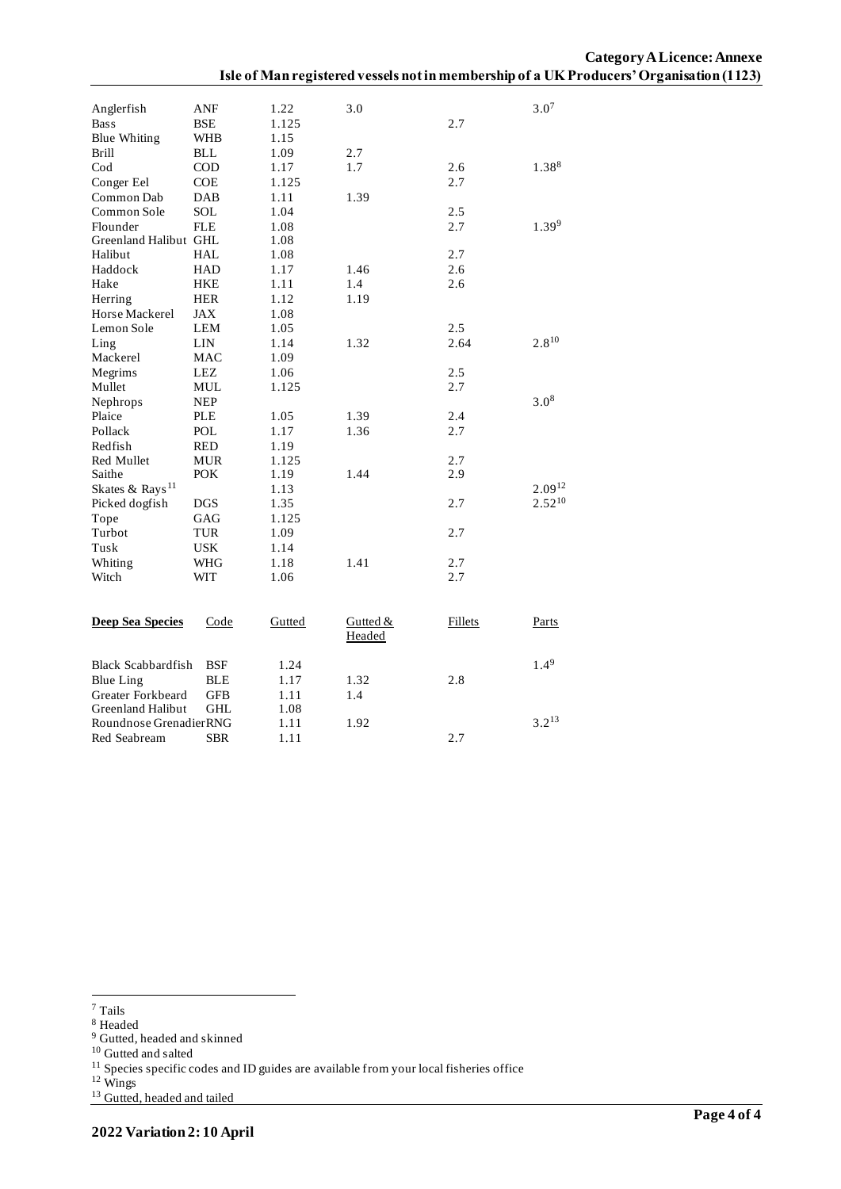| | | | | | |
|---|---|---|---|---|---|
| Anglerfish | ANF | 1.22 | 3.0 | | 3.0[7] |
| Bass | BSE | 1.125 | | 2.7 | |
| Blue Whiting | WHB | 1.15 | | | |
| Brill | BLL | 1.09 | 2.7 | | |
| Cod | COD | 1.17 | 1.7 | 2.6 | 1.38[8] |
| Conger Eel | COE | 1.125 | | 2.7 | |
| Common Dab | DAB | 1.11 | 1.39 | | |
| Common Sole | SOL | 1.04 | | 2.5 | |
| Flounder | FLE | 1.08 | | 2.7 | 1.39[9] |
| Greenland Halibut | GHL | 1.08 | | | |
| Halibut | HAL | 1.08 | | 2.7 | |
| Haddock | HAD | 1.17 | 1.46 | 2.6 | |
| Hake | HKE | 1.11 | 1.4 | 2.6 | |
| Herring | HER | 1.12 | 1.19 | | |
| Horse Mackerel | JAX | 1.08 | | | |
| Lemon Sole | LEM | 1.05 | | 2.5 | |
| Ling | LIN | 1.14 | 1.32 | 2.64 | 2.8[10] |
| Mackerel | MAC | 1.09 | | | |
| Megrims | LEZ | 1.06 | | 2.5 | |
| Mullet | MUL | 1.125 | | 2.7 | |
| Nephrops | NEP | | | | 3.0[8] |
| Plaice | PLE | 1.05 | 1.39 | 2.4 | |
| Pollack | POL | 1.17 | 1.36 | 2.7 | |
| Redfish | RED | 1.19 | | | |
| Red Mullet | MUR | 1.125 | | 2.7 | |
| Saithe | POK | 1.19 | 1.44 | 2.9 | |
| Skates & Rays[11] | | 1.13 | | | 2.09[12] |
| Picked dogfish | DGS | 1.35 | | 2.7 | 2.52[10] |
| Tope | GAG | 1.125 | | | |
| Turbot | TUR | 1.09 | | 2.7 | |
| Tusk | USK | 1.14 | | | |
| Whiting | WHG | 1.18 | 1.41 | 2.7 | |
| Witch | WIT | 1.06 | | 2.7 | |

| **Deep Sea Species** | Code | Gutted | Gutted & Headed | Fillets | Parts |
|---|---|---|---|---|---|
| Black Scabbardfish | BSF | 1.24 | | | 1.4[9] |
| Blue Ling | BLE | 1.17 | 1.32 | 2.8 | |
| Greater Forkbeard | GFB | 1.11 | 1.4 | | |
| Greenland Halibut | GHL | 1.08 | | | |
| Roundnose Grenadier | RNG | 1.11 | 1.92 | | 3.2[13] |
| Red Seabream | SBR | 1.11 | | 2.7 | |

[7] Tails
[8] Headed
[9] Gutted, headed and skinned
[10] Gutted and salted
[11] Species specific codes and ID guides are available from your local fisheries office
[12] Wings
[13] Gutted, headed and tailed